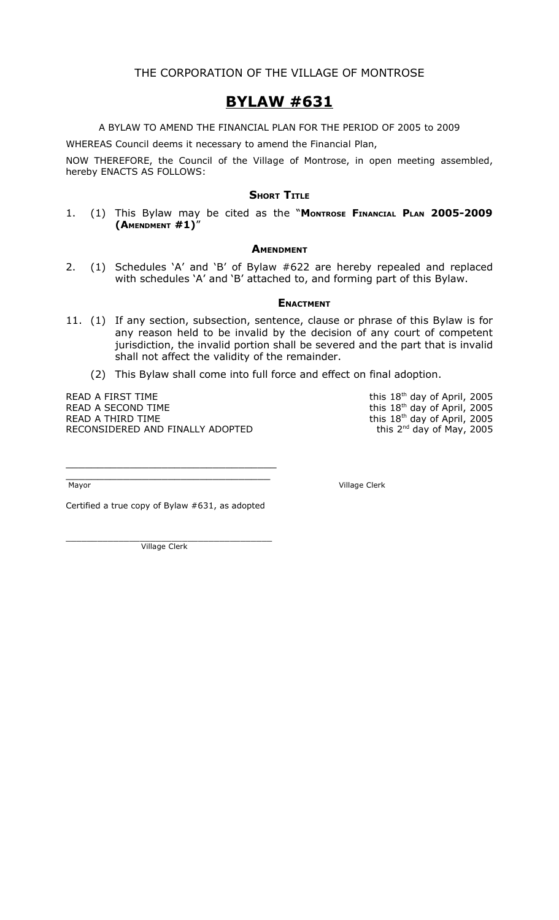THE CORPORATION OF THE VILLAGE OF MONTROSE

# BYLAW #631

A BYLAW TO AMEND THE FINANCIAL PLAN FOR THE PERIOD OF 2005 to 2009

WHEREAS Council deems it necessary to amend the Financial Plan,

NOW THEREFORE, the Council of the Village of Montrose, in open meeting assembled, hereby ENACTS AS FOLLOWS:

### Short Title

1. (1) This Bylaw may be cited as the "**Montrose Financial Plan 2005-2009 (Amendment #1)**"

### Amendment

2. (1) Schedules 'A' and 'B' of Bylaw #622 are hereby repealed and replaced with schedules 'A' and 'B' attached to, and forming part of this Bylaw.

### Enactment

11. (1) If any section, subsection, sentence, clause or phrase of this Bylaw is for any reason held to be invalid by the decision of any court of competent jurisdiction, the invalid portion shall be severed and the part that is invalid shall not affect the validity of the remainder.

    (2) This Bylaw shall come into full force and effect on final adoption.

READ A FIRST TIME this 18th day of April, 2005
READ A SECOND TIME this 18th day of April, 2005
READ A THIRD TIME this 18th day of April, 2005
RECONSIDERED AND FINALLY ADOPTED this 2nd day of May, 2005

___________________________________

___________________________________
Mayor Village Clerk

Certified a true copy of Bylaw #631, as adopted

___________________________________
Village Clerk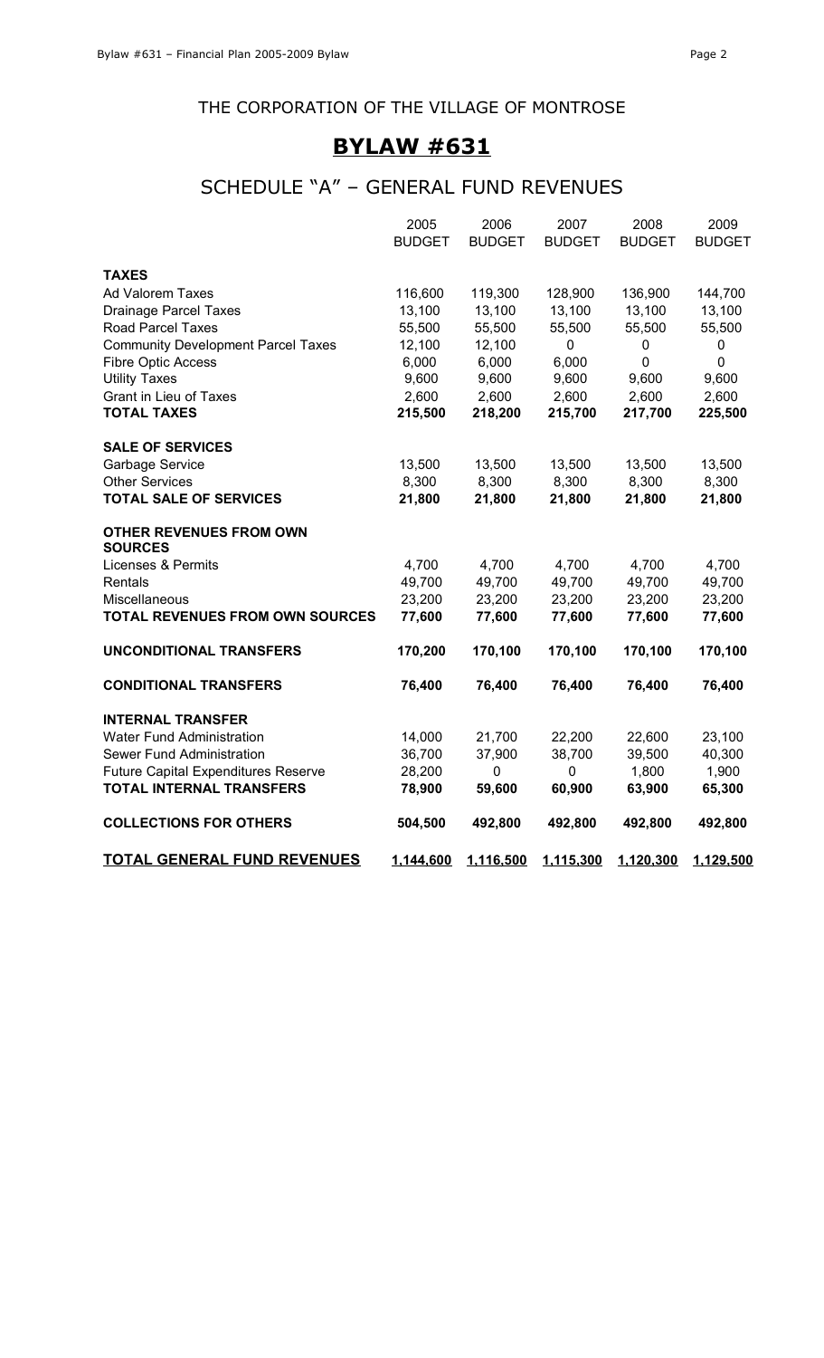THE CORPORATION OF THE VILLAGE OF MONTROSE

# BYLAW #631

## SCHEDULE "A" – GENERAL FUND REVENUES

| | 2005 BUDGET | 2006 BUDGET | 2007 BUDGET | 2008 BUDGET | 2009 BUDGET |
|---|---|---|---|---|---|
| **TAXES** | | | | | |
| Ad Valorem Taxes | 116,600 | 119,300 | 128,900 | 136,900 | 144,700 |
| Drainage Parcel Taxes | 13,100 | 13,100 | 13,100 | 13,100 | 13,100 |
| Road Parcel Taxes | 55,500 | 55,500 | 55,500 | 55,500 | 55,500 |
| Community Development Parcel Taxes | 12,100 | 12,100 | 0 | 0 | 0 |
| Fibre Optic Access | 6,000 | 6,000 | 6,000 | 0 | 0 |
| Utility Taxes | 9,600 | 9,600 | 9,600 | 9,600 | 9,600 |
| Grant in Lieu of Taxes | 2,600 | 2,600 | 2,600 | 2,600 | 2,600 |
| **TOTAL TAXES** | **215,500** | **218,200** | **215,700** | **217,700** | **225,500** |
| **SALE OF SERVICES** | | | | | |
| Garbage Service | 13,500 | 13,500 | 13,500 | 13,500 | 13,500 |
| Other Services | 8,300 | 8,300 | 8,300 | 8,300 | 8,300 |
| **TOTAL SALE OF SERVICES** | **21,800** | **21,800** | **21,800** | **21,800** | **21,800** |
| **OTHER REVENUES FROM OWN SOURCES** | | | | | |
| Licenses & Permits | 4,700 | 4,700 | 4,700 | 4,700 | 4,700 |
| Rentals | 49,700 | 49,700 | 49,700 | 49,700 | 49,700 |
| Miscellaneous | 23,200 | 23,200 | 23,200 | 23,200 | 23,200 |
| **TOTAL REVENUES FROM OWN SOURCES** | **77,600** | **77,600** | **77,600** | **77,600** | **77,600** |
| **UNCONDITIONAL TRANSFERS** | **170,200** | **170,100** | **170,100** | **170,100** | **170,100** |
| **CONDITIONAL TRANSFERS** | **76,400** | **76,400** | **76,400** | **76,400** | **76,400** |
| **INTERNAL TRANSFER** | | | | | |
| Water Fund Administration | 14,000 | 21,700 | 22,200 | 22,600 | 23,100 |
| Sewer Fund Administration | 36,700 | 37,900 | 38,700 | 39,500 | 40,300 |
| Future Capital Expenditures Reserve | 28,200 | 0 | 0 | 1,800 | 1,900 |
| **TOTAL INTERNAL TRANSFERS** | **78,900** | **59,600** | **60,900** | **63,900** | **65,300** |
| **COLLECTIONS FOR OTHERS** | **504,500** | **492,800** | **492,800** | **492,800** | **492,800** |
| **TOTAL GENERAL FUND REVENUES** | **1,144,600** | **1,116,500** | **1,115,300** | **1,120,300** | **1,129,500** |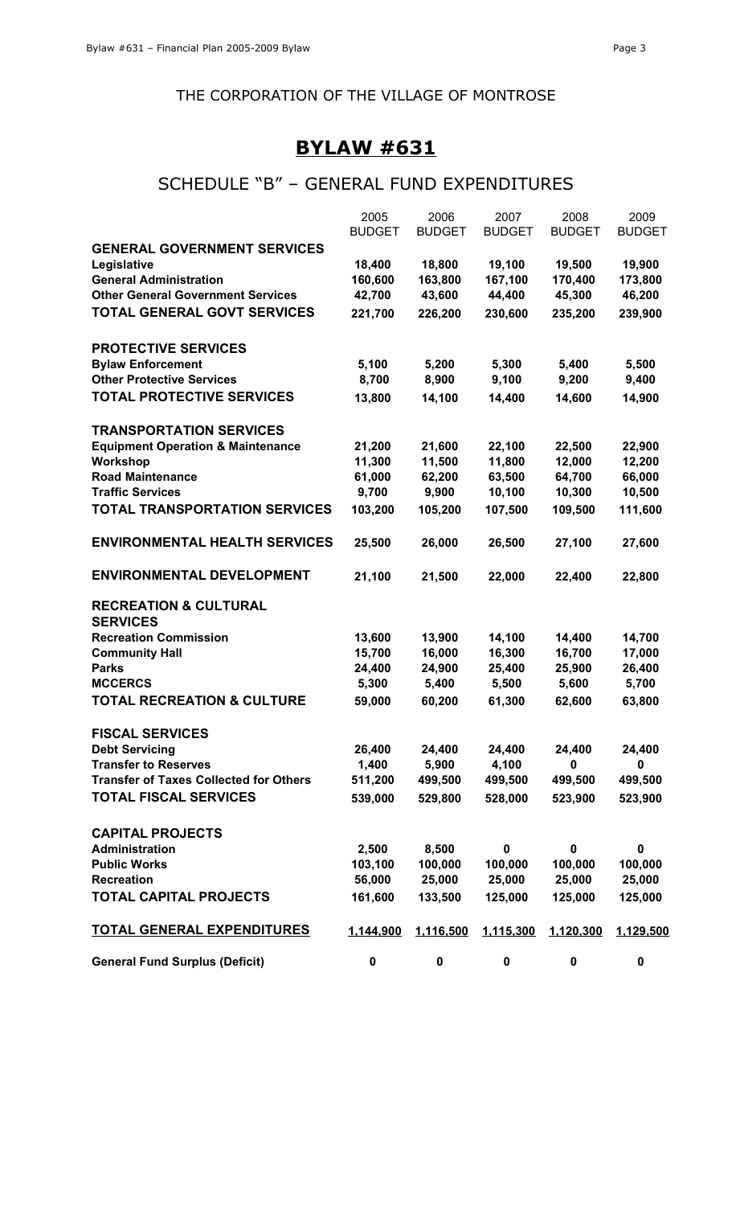THE CORPORATION OF THE VILLAGE OF MONTROSE

# BYLAW #631

## SCHEDULE "B" – GENERAL FUND EXPENDITURES

| | 2005 BUDGET | 2006 BUDGET | 2007 BUDGET | 2008 BUDGET | 2009 BUDGET |
|---|---|---|---|---|---|
| **GENERAL GOVERNMENT SERVICES** | | | | | |
| **Legislative** | **18,400** | **18,800** | **19,100** | **19,500** | **19,900** |
| **General Administration** | **160,600** | **163,800** | **167,100** | **170,400** | **173,800** |
| **Other General Government Services** | **42,700** | **43,600** | **44,400** | **45,300** | **46,200** |
| **TOTAL GENERAL GOVT SERVICES** | **221,700** | **226,200** | **230,600** | **235,200** | **239,900** |
| **PROTECTIVE SERVICES** | | | | | |
| **Bylaw Enforcement** | **5,100** | **5,200** | **5,300** | **5,400** | **5,500** |
| **Other Protective Services** | **8,700** | **8,900** | **9,100** | **9,200** | **9,400** |
| **TOTAL PROTECTIVE SERVICES** | **13,800** | **14,100** | **14,400** | **14,600** | **14,900** |
| **TRANSPORTATION SERVICES** | | | | | |
| **Equipment Operation & Maintenance** | **21,200** | **21,600** | **22,100** | **22,500** | **22,900** |
| **Workshop** | **11,300** | **11,500** | **11,800** | **12,000** | **12,200** |
| **Road Maintenance** | **61,000** | **62,200** | **63,500** | **64,700** | **66,000** |
| **Traffic Services** | **9,700** | **9,900** | **10,100** | **10,300** | **10,500** |
| **TOTAL TRANSPORTATION SERVICES** | **103,200** | **105,200** | **107,500** | **109,500** | **111,600** |
| **ENVIRONMENTAL HEALTH SERVICES** | **25,500** | **26,000** | **26,500** | **27,100** | **27,600** |
| **ENVIRONMENTAL DEVELOPMENT** | **21,100** | **21,500** | **22,000** | **22,400** | **22,800** |
| **RECREATION & CULTURAL SERVICES** | | | | | |
| **Recreation Commission** | **13,600** | **13,900** | **14,100** | **14,400** | **14,700** |
| **Community Hall** | **15,700** | **16,000** | **16,300** | **16,700** | **17,000** |
| **Parks** | **24,400** | **24,900** | **25,400** | **25,900** | **26,400** |
| **MCCERCS** | **5,300** | **5,400** | **5,500** | **5,600** | **5,700** |
| **TOTAL RECREATION & CULTURE** | **59,000** | **60,200** | **61,300** | **62,600** | **63,800** |
| **FISCAL SERVICES** | | | | | |
| **Debt Servicing** | **26,400** | **24,400** | **24,400** | **24,400** | **24,400** |
| **Transfer to Reserves** | **1,400** | **5,900** | **4,100** | **0** | **0** |
| **Transfer of Taxes Collected for Others** | **511,200** | **499,500** | **499,500** | **499,500** | **499,500** |
| **TOTAL FISCAL SERVICES** | **539,000** | **529,800** | **528,000** | **523,900** | **523,900** |
| **CAPITAL PROJECTS** | | | | | |
| **Administration** | **2,500** | **8,500** | **0** | **0** | **0** |
| **Public Works** | **103,100** | **100,000** | **100,000** | **100,000** | **100,000** |
| **Recreation** | **56,000** | **25,000** | **25,000** | **25,000** | **25,000** |
| **TOTAL CAPITAL PROJECTS** | **161,600** | **133,500** | **125,000** | **125,000** | **125,000** |
| **TOTAL GENERAL EXPENDITURES** | **1,144,900** | **1,116,500** | **1,115,300** | **1,120,300** | **1,129,500** |
| **General Fund Surplus (Deficit)** | **0** | **0** | **0** | **0** | **0** |